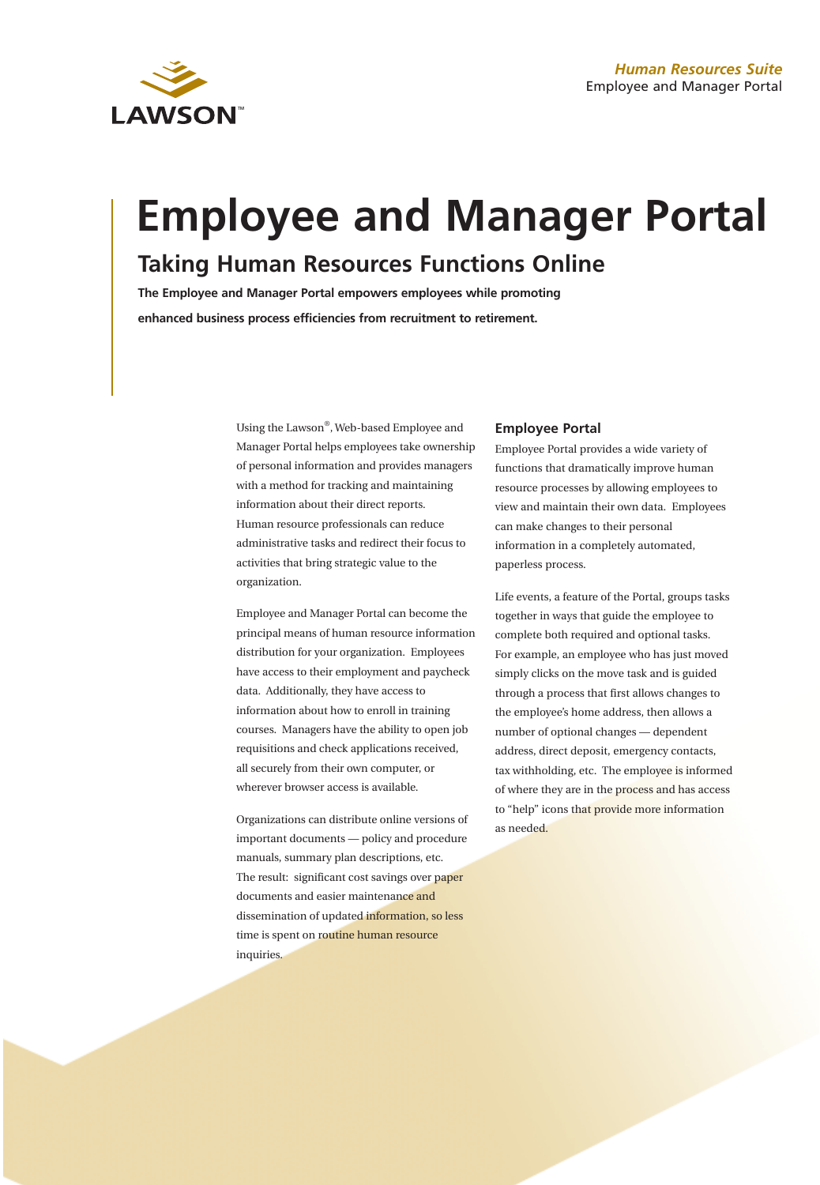LAWSON™

*Human Resources Suite*
Employee and Manager Portal

# Employee and Manager Portal

## Taking Human Resources Functions Online

**The Employee and Manager Portal empowers employees while promoting enhanced business process efficiencies from recruitment to retirement.**

Using the Lawson®, Web-based Employee and Manager Portal helps employees take ownership of personal information and provides managers with a method for tracking and maintaining information about their direct reports. Human resource professionals can reduce administrative tasks and redirect their focus to activities that bring strategic value to the organization.

Employee and Manager Portal can become the principal means of human resource information distribution for your organization. Employees have access to their employment and paycheck data. Additionally, they have access to information about how to enroll in training courses. Managers have the ability to open job requisitions and check applications received, all securely from their own computer, or wherever browser access is available.

Organizations can distribute online versions of important documents — policy and procedure manuals, summary plan descriptions, etc. The result: significant cost savings over paper documents and easier maintenance and dissemination of updated information, so less time is spent on routine human resource inquiries.

### Employee Portal

Employee Portal provides a wide variety of functions that dramatically improve human resource processes by allowing employees to view and maintain their own data. Employees can make changes to their personal information in a completely automated, paperless process.

Life events, a feature of the Portal, groups tasks together in ways that guide the employee to complete both required and optional tasks. For example, an employee who has just moved simply clicks on the move task and is guided through a process that first allows changes to the employee's home address, then allows a number of optional changes — dependent address, direct deposit, emergency contacts, tax withholding, etc. The employee is informed of where they are in the process and has access to "help" icons that provide more information as needed.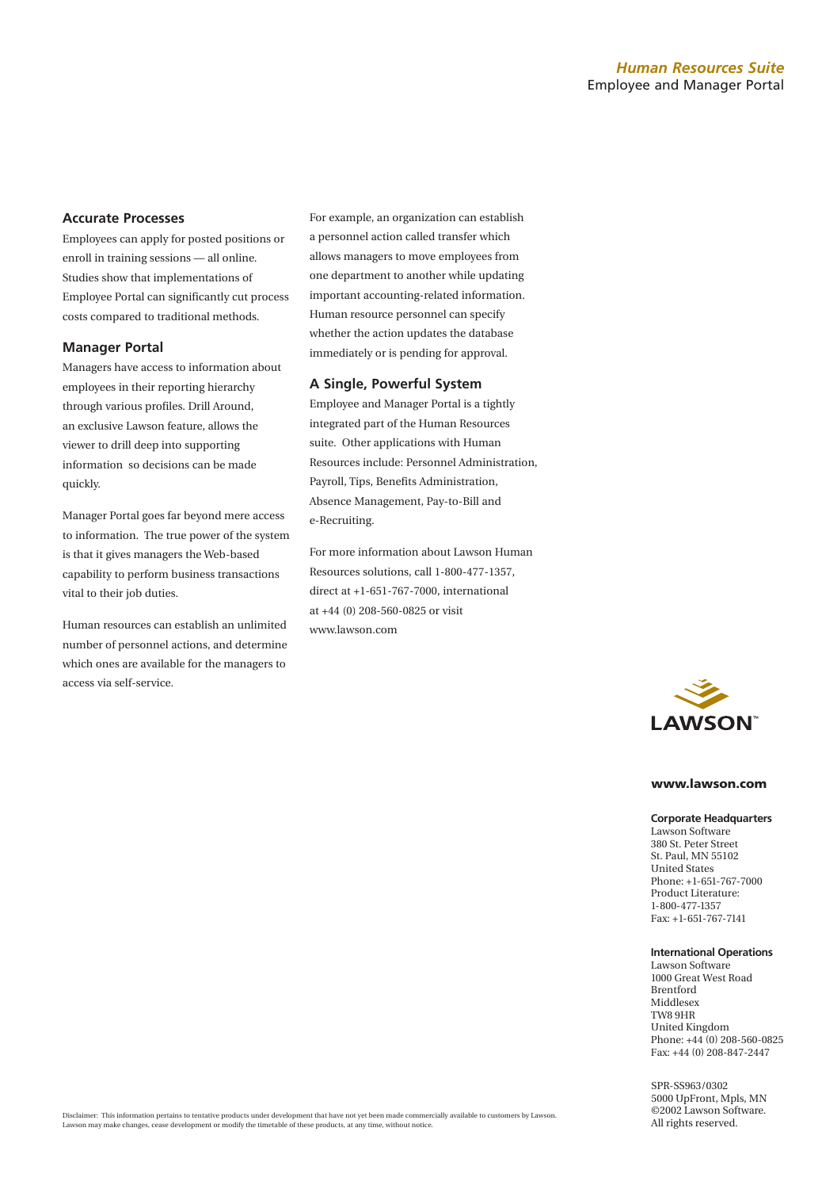## Accurate Processes

Employees can apply for posted positions or enroll in training sessions — all online. Studies show that implementations of Employee Portal can significantly cut process costs compared to traditional methods.

## Manager Portal

Managers have access to information about employees in their reporting hierarchy through various profiles. Drill Around, an exclusive Lawson feature, allows the viewer to drill deep into supporting information so decisions can be made quickly.

Manager Portal goes far beyond mere access to information. The true power of the system is that it gives managers the Web-based capability to perform business transactions vital to their job duties.

Human resources can establish an unlimited number of personnel actions, and determine which ones are available for the managers to access via self-service.

For example, an organization can establish a personnel action called transfer which allows managers to move employees from one department to another while updating important accounting-related information. Human resource personnel can specify whether the action updates the database immediately or is pending for approval.

## A Single, Powerful System

Employee and Manager Portal is a tightly integrated part of the Human Resources suite. Other applications with Human Resources include: Personnel Administration, Payroll, Tips, Benefits Administration, Absence Management, Pay-to-Bill and e-Recruiting.

For more information about Lawson Human Resources solutions, call 1-800-477-1357, direct at +1-651-767-7000, international at +44 (0) 208-560-0825 or visit www.lawson.com

LAWSON™

**www.lawson.com**

**Corporate Headquarters**
Lawson Software
380 St. Peter Street
St. Paul, MN 55102
United States
Phone: +1-651-767-7000
Product Literature:
1-800-477-1357
Fax: +1-651-767-7141

**International Operations**
Lawson Software
1000 Great West Road
Brentford
Middlesex
TW8 9HR
United Kingdom
Phone: +44 (0) 208-560-0825
Fax: +44 (0) 208-847-2447

SPR-SS963/0302
5000 UpFront, Mpls, MN
©2002 Lawson Software.
All rights reserved.

Disclaimer: This information pertains to tentative products under development that have not yet been made commercially available to customers by Lawson. Lawson may make changes, cease development or modify the timetable of these products, at any time, without notice.